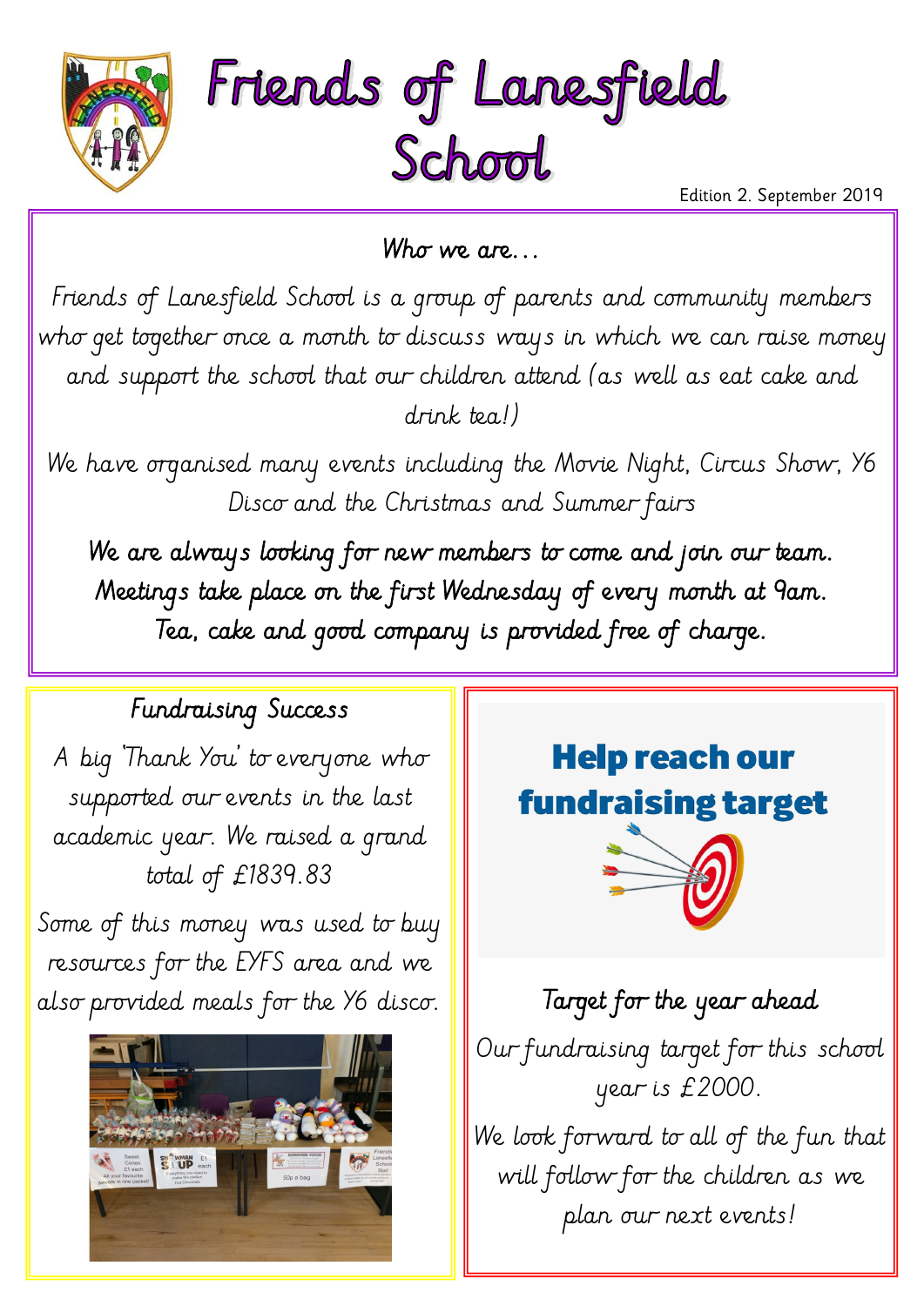# Friends of Lanesfield School

Edition 2. September 2019

## Who we are…

Friends of Lanesfield School is a group of parents and community members who get together once a month to discuss ways in which we can raise money and support the school that our children attend (as well as eat cake and drink tea!)

We have organised many events including the Movie Night, Circus Show, Y6 Disco and the Christmas and Summer fairs

**We are always looking for new members to come and join our team. Meetings take place on the first Wednesday of every month at 9am. Tea, cake and good company is provided free of charge.**

## Fundraising Success

A big 'Thank You' to everyone who supported our events in the last academic year. We raised a grand total of £1839.83

Some of this money was used to buy resources for the EYFS area and we also provided meals for the Y6 disco.

## Help reach our fundraising target

## Target for the year ahead

Our fundraising target for this school year is £2000.

We look forward to all of the fun that will follow for the children as we plan our next events!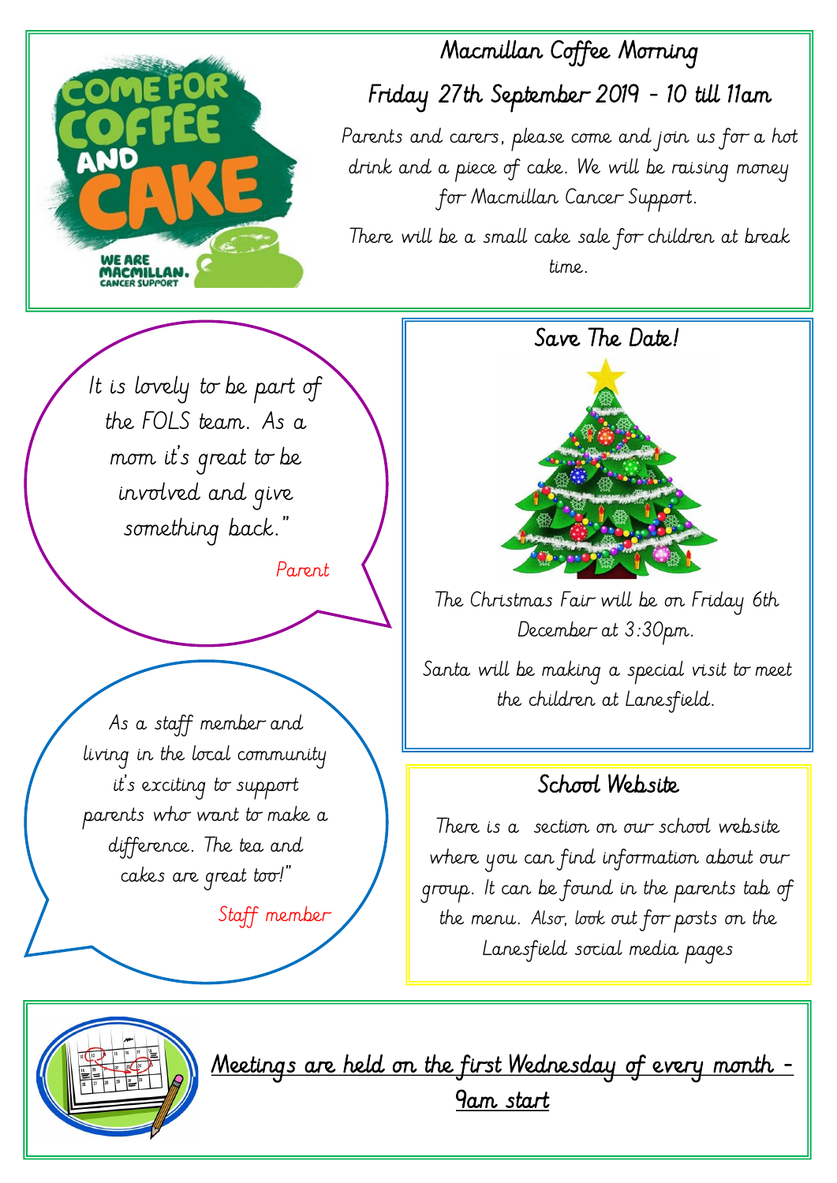## Macmillan Coffee Morning

## Friday 27th September 2019 - 10 till 11am

Parents and carers, please come and join us for a hot drink and a piece of cake. We will be raising money for Macmillan Cancer Support.

There will be a small cake sale for children at break time.

It is lovely to be part of the FOLS team. As a mom it's great to be involved and give something back."

Parent

As a staff member and living in the local community it's exciting to support parents who want to make a difference. The tea and cakes are great too!"

Staff member

## Save The Date!

The Christmas Fair will be on Friday 6th December at 3:30pm.

Santa will be making a special visit to meet the children at Lanesfield.

## School Website

There is a section on our school website where you can find information about our group. It can be found in the parents tab of the menu. Also, look out for posts on the Lanesfield social media pages

Meetings are held on the first Wednesday of every month - 9am start